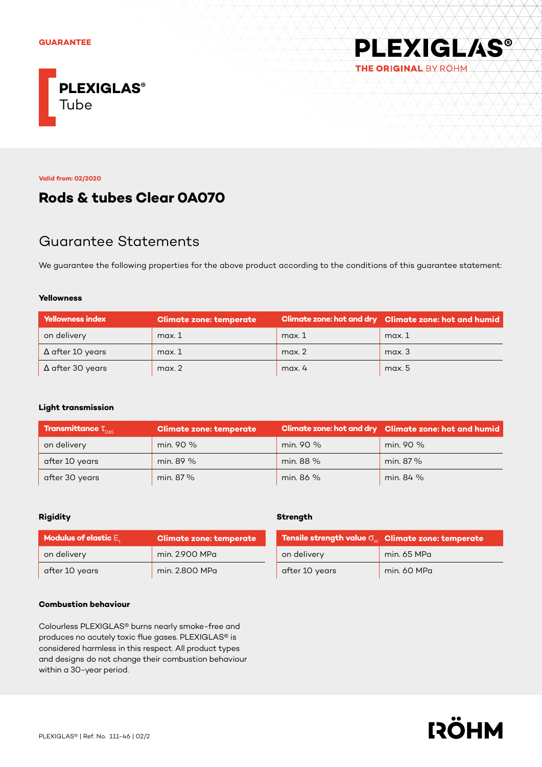GUARANTEE

PLEXIGLAS® THE ORIGINAL BY RÖHM

**PLEXIGLAS®**
Tube

Valid from: 02/2020

# Rods & tubes Clear 0A070

## Guarantee Statements

We guarantee the following properties for the above product according to the conditions of this guarantee statement:

### Yellowness

| Yellowness index | Climate zone: temperate | Climate zone: hot and dry | Climate zone: hot and humid |
|---|---|---|---|
| on delivery | max. 1 | max. 1 | max. 1 |
| Δ after 10 years | max. 1 | max. 2 | max. 3 |
| Δ after 30 years | max. 2 | max. 4 | max. 5 |

### Light transmission

| Transmittance $\tau_{D65}$ | Climate zone: temperate | Climate zone: hot and dry | Climate zone: hot and humid |
|---|---|---|---|
| on delivery | min. 90 % | min. 90 % | min. 90 % |
| after 10 years | min. 89 % | min. 88 % | min. 87 % |
| after 30 years | min. 87 % | min. 86 % | min. 84 % |

### Rigidity

| Modulus of elastic $E_t$ | Climate zone: temperate |
|---|---|
| on delivery | min. 2.900 MPa |
| after 10 years | min. 2.800 MPa |

### Strength

| Tensile strength value $\sigma_M$ | Climate zone: temperate |
|---|---|
| on delivery | min. 65 MPa |
| after 10 years | min. 60 MPa |

### Combustion behaviour

Colourless PLEXIGLAS® burns nearly smoke-free and produces no acutely toxic flue gases. PLEXIGLAS® is considered harmless in this respect. All product types and designs do not change their combustion behaviour within a 30-year period.

PLEXIGLAS® | Ref. No. 111-46 | 02/2

RÖHM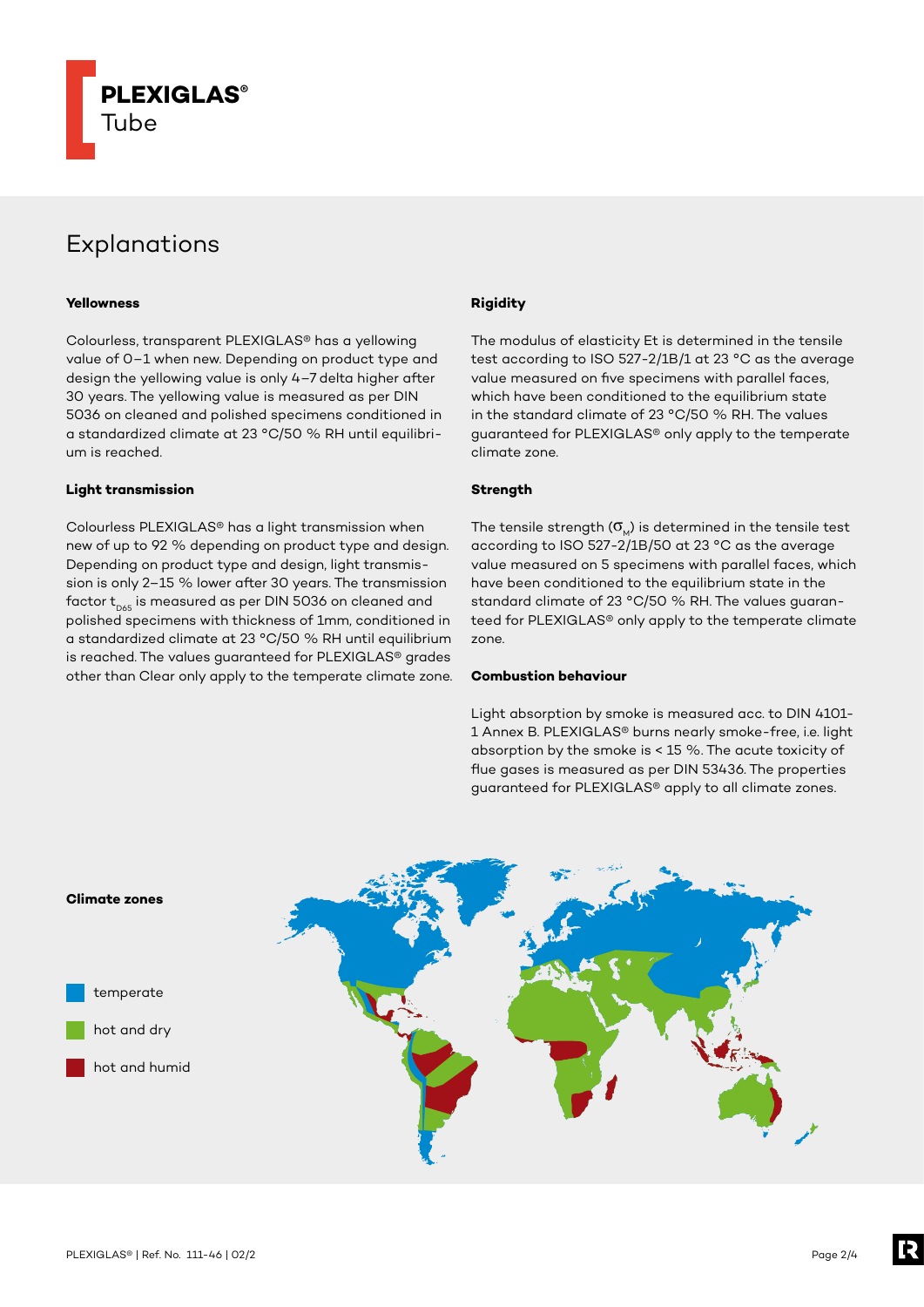# Explanations

### Yellowness

Colourless, transparent PLEXIGLAS® has a yellowing value of 0–1 when new. Depending on product type and design the yellowing value is only 4–7 delta higher after 30 years. The yellowing value is measured as per DIN 5036 on cleaned and polished specimens conditioned in a standardized climate at 23 °C/50 % RH until equilibrium is reached.

### Light transmission

Colourless PLEXIGLAS® has a light transmission when new of up to 92 % depending on product type and design. Depending on product type and design, light transmission is only 2–15 % lower after 30 years. The transmission factor $t_{D65}$ is measured as per DIN 5036 on cleaned and polished specimens with thickness of 1mm, conditioned in a standardized climate at 23 °C/50 % RH until equilibrium is reached. The values guaranteed for PLEXIGLAS® grades other than Clear only apply to the temperate climate zone.

### Rigidity

The modulus of elasticity Et is determined in the tensile test according to ISO 527-2/1B/1 at 23 °C as the average value measured on five specimens with parallel faces, which have been conditioned to the equilibrium state in the standard climate of 23 °C/50 % RH. The values guaranteed for PLEXIGLAS® only apply to the temperate climate zone.

### Strength

The tensile strength ($\sigma_M$) is determined in the tensile test according to ISO 527-2/1B/50 at 23 °C as the average value measured on 5 specimens with parallel faces, which have been conditioned to the equilibrium state in the standard climate of 23 °C/50 % RH. The values guaranteed for PLEXIGLAS® only apply to the temperate climate zone.

### Combustion behaviour

Light absorption by smoke is measured acc. to DIN 4101-1 Annex B. PLEXIGLAS® burns nearly smoke-free, i.e. light absorption by the smoke is < 15 %. The acute toxicity of flue gases is measured as per DIN 53436. The properties guaranteed for PLEXIGLAS® apply to all climate zones.

### Climate zones

- temperate
- hot and dry
- hot and humid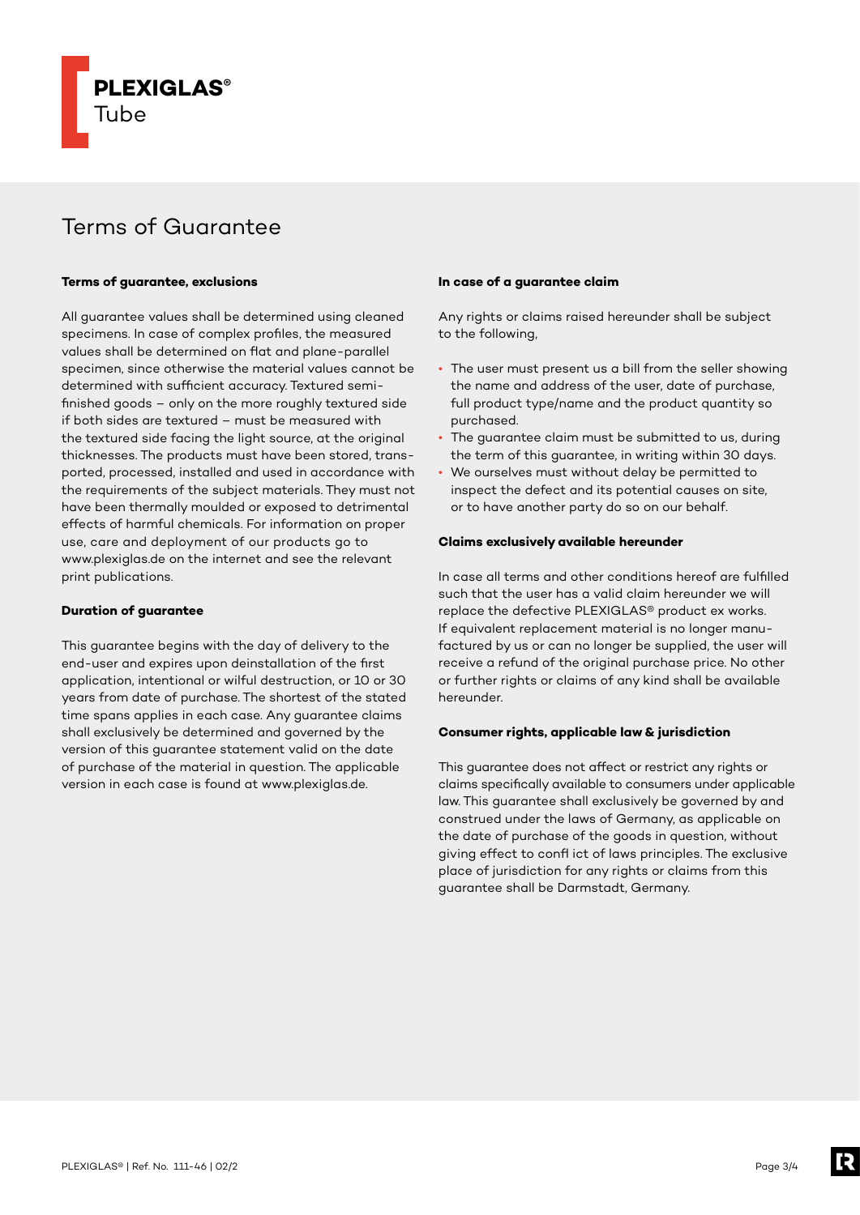**PLEXIGLAS®**
Tube

# Terms of Guarantee

### Terms of guarantee, exclusions

All guarantee values shall be determined using cleaned specimens. In case of complex profiles, the measured values shall be determined on flat and plane-parallel specimen, since otherwise the material values cannot be determined with sufficient accuracy. Textured semi-finished goods – only on the more roughly textured side if both sides are textured – must be measured with the textured side facing the light source, at the original thicknesses. The products must have been stored, transported, processed, installed and used in accordance with the requirements of the subject materials. They must not have been thermally moulded or exposed to detrimental effects of harmful chemicals. For information on proper use, care and deployment of our products go to www.plexiglas.de on the internet and see the relevant print publications.

### Duration of guarantee

This guarantee begins with the day of delivery to the end-user and expires upon deinstallation of the first application, intentional or wilful destruction, or 10 or 30 years from date of purchase. The shortest of the stated time spans applies in each case. Any guarantee claims shall exclusively be determined and governed by the version of this guarantee statement valid on the date of purchase of the material in question. The applicable version in each case is found at www.plexiglas.de.

### In case of a guarantee claim

Any rights or claims raised hereunder shall be subject to the following,

- The user must present us a bill from the seller showing the name and address of the user, date of purchase, full product type/name and the product quantity so purchased.
- The guarantee claim must be submitted to us, during the term of this guarantee, in writing within 30 days.
- We ourselves must without delay be permitted to inspect the defect and its potential causes on site, or to have another party do so on our behalf.

### Claims exclusively available hereunder

In case all terms and other conditions hereof are fulfilled such that the user has a valid claim hereunder we will replace the defective PLEXIGLAS® product ex works. If equivalent replacement material is no longer manufactured by us or can no longer be supplied, the user will receive a refund of the original purchase price. No other or further rights or claims of any kind shall be available hereunder.

### Consumer rights, applicable law & jurisdiction

This guarantee does not affect or restrict any rights or claims specifically available to consumers under applicable law. This guarantee shall exclusively be governed by and construed under the laws of Germany, as applicable on the date of purchase of the goods in question, without giving effect to conflict of laws principles. The exclusive place of jurisdiction for any rights or claims from this guarantee shall be Darmstadt, Germany.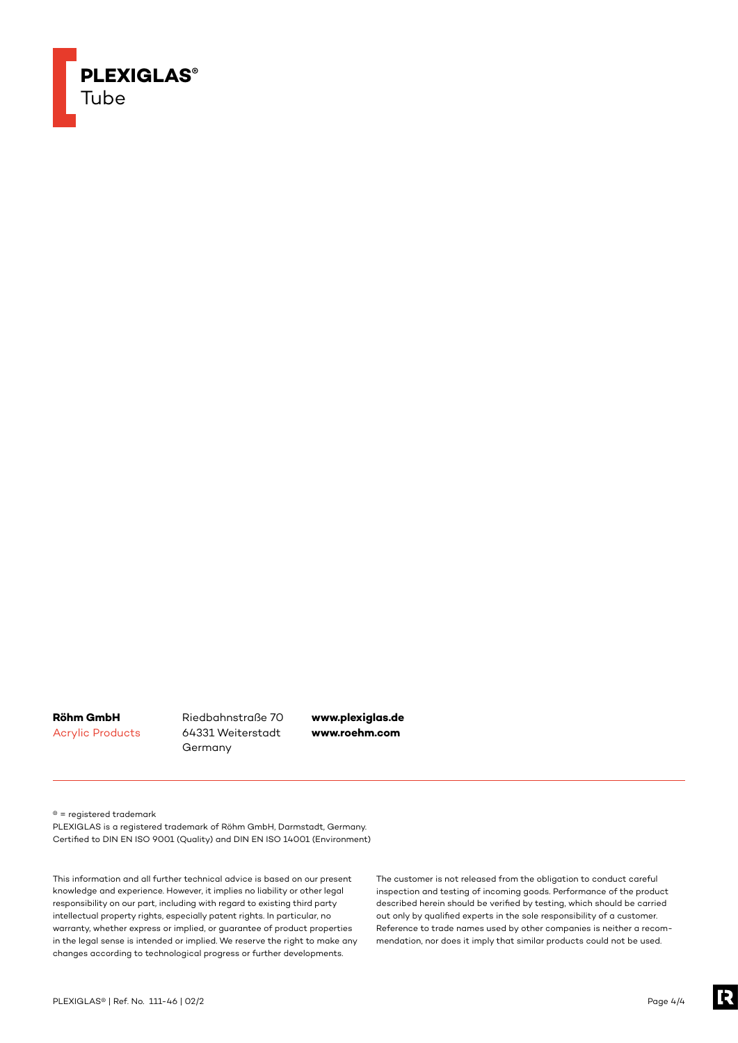**PLEXIGLAS®**
Tube

**Röhm GmbH**
Acrylic Products

Riedbahnstraße 70
64331 Weiterstadt
Germany

**www.plexiglas.de**
**www.roehm.com**

® = registered trademark
PLEXIGLAS is a registered trademark of Röhm GmbH, Darmstadt, Germany.
Certified to DIN EN ISO 9001 (Quality) and DIN EN ISO 14001 (Environment)

This information and all further technical advice is based on our present knowledge and experience. However, it implies no liability or other legal responsibility on our part, including with regard to existing third party intellectual property rights, especially patent rights. In particular, no warranty, whether express or implied, or guarantee of product properties in the legal sense is intended or implied. We reserve the right to make any changes according to technological progress or further developments.

The customer is not released from the obligation to conduct careful inspection and testing of incoming goods. Performance of the product described herein should be verified by testing, which should be carried out only by qualified experts in the sole responsibility of a customer. Reference to trade names used by other companies is neither a recommendation, nor does it imply that similar products could not be used.

PLEXIGLAS® | Ref. No. 111-46 | 02/2